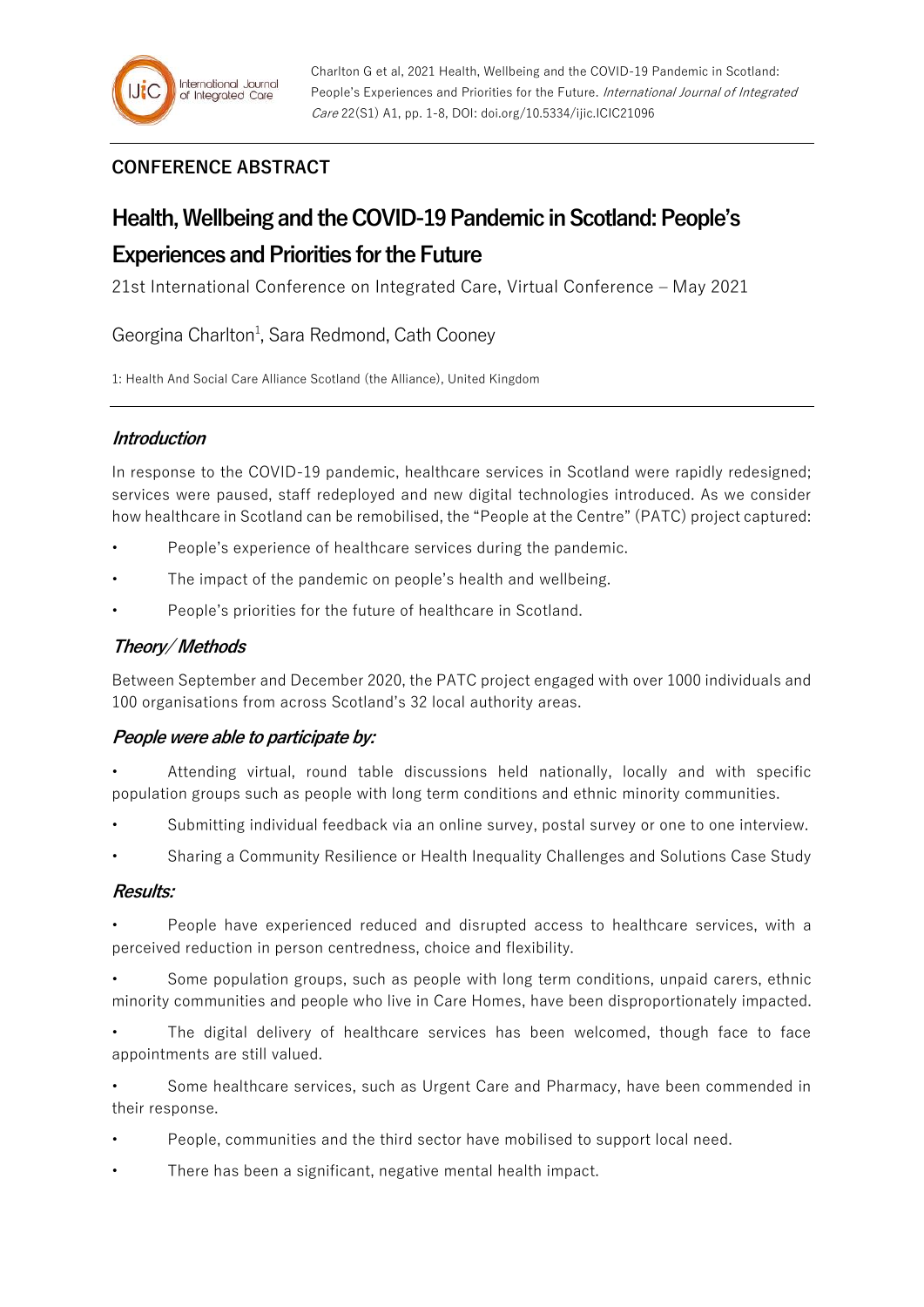Charlton G et al, 2021 Health, Wellbeing and the COVID-19 Pandemic in Scotland: People's Experiences and Priorities for the Future. *International Journal of Integrated Care* 22(S1) A1, pp. 1-8, DOI: doi.org/10.5334/ijic.ICIC21096

**CONFERENCE ABSTRACT**

# Health, Wellbeing and the COVID-19 Pandemic in Scotland: People's Experiences and Priorities for the Future

21st International Conference on Integrated Care, Virtual Conference – May 2021

Georgina Charlton[1], Sara Redmond, Cath Cooney

1: Health And Social Care Alliance Scotland (the Alliance), United Kingdom

## *Introduction*

In response to the COVID-19 pandemic, healthcare services in Scotland were rapidly redesigned; services were paused, staff redeployed and new digital technologies introduced. As we consider how healthcare in Scotland can be remobilised, the "People at the Centre" (PATC) project captured:

- People's experience of healthcare services during the pandemic.
- The impact of the pandemic on people's health and wellbeing.
- People's priorities for the future of healthcare in Scotland.

## *Theory/ Methods*

Between September and December 2020, the PATC project engaged with over 1000 individuals and 100 organisations from across Scotland's 32 local authority areas.

## *People were able to participate by:*

- Attending virtual, round table discussions held nationally, locally and with specific population groups such as people with long term conditions and ethnic minority communities.
- Submitting individual feedback via an online survey, postal survey or one to one interview.
- Sharing a Community Resilience or Health Inequality Challenges and Solutions Case Study

## *Results:*

- People have experienced reduced and disrupted access to healthcare services, with a perceived reduction in person centredness, choice and flexibility.
- Some population groups, such as people with long term conditions, unpaid carers, ethnic minority communities and people who live in Care Homes, have been disproportionately impacted.
- The digital delivery of healthcare services has been welcomed, though face to face appointments are still valued.
- Some healthcare services, such as Urgent Care and Pharmacy, have been commended in their response.
- People, communities and the third sector have mobilised to support local need.
- There has been a significant, negative mental health impact.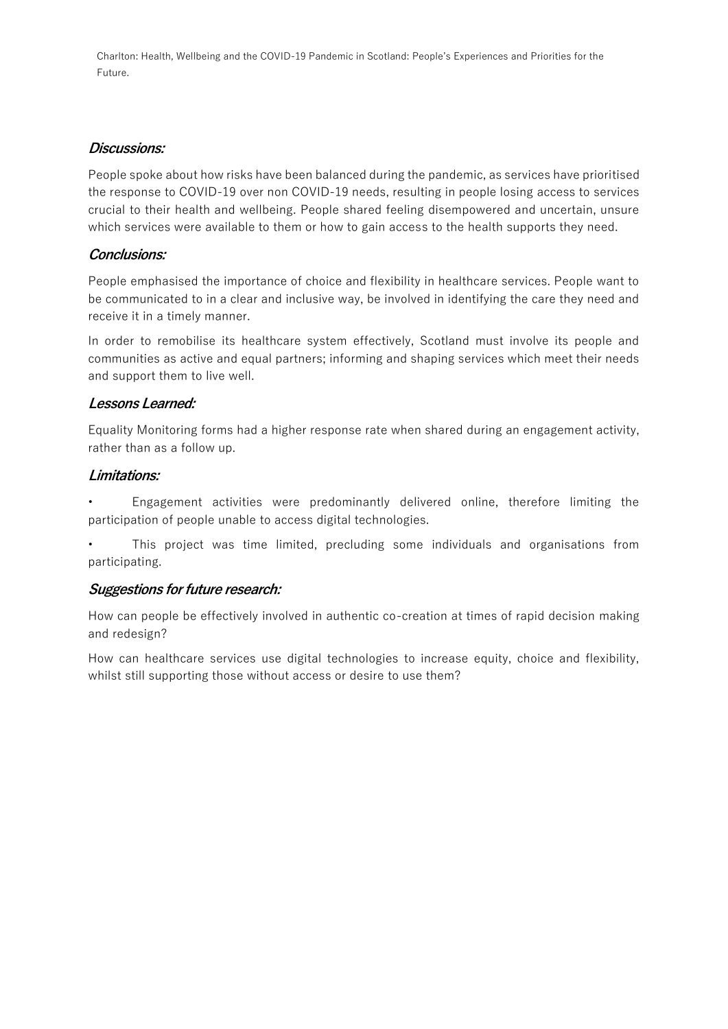### *Discussions:*

People spoke about how risks have been balanced during the pandemic, as services have prioritised the response to COVID-19 over non COVID-19 needs, resulting in people losing access to services crucial to their health and wellbeing. People shared feeling disempowered and uncertain, unsure which services were available to them or how to gain access to the health supports they need.

### *Conclusions:*

People emphasised the importance of choice and flexibility in healthcare services. People want to be communicated to in a clear and inclusive way, be involved in identifying the care they need and receive it in a timely manner.

In order to remobilise its healthcare system effectively, Scotland must involve its people and communities as active and equal partners; informing and shaping services which meet their needs and support them to live well.

### *Lessons Learned:*

Equality Monitoring forms had a higher response rate when shared during an engagement activity, rather than as a follow up.

### *Limitations:*

- Engagement activities were predominantly delivered online, therefore limiting the participation of people unable to access digital technologies.
- This project was time limited, precluding some individuals and organisations from participating.

### *Suggestions for future research:*

How can people be effectively involved in authentic co-creation at times of rapid decision making and redesign?

How can healthcare services use digital technologies to increase equity, choice and flexibility, whilst still supporting those without access or desire to use them?